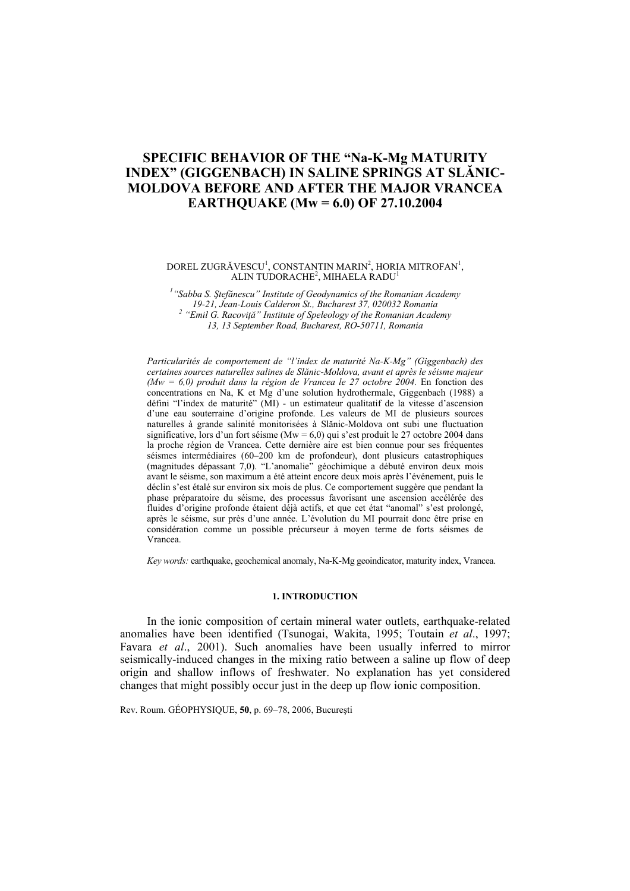# SPECIFIC BEHAVIOR OF THE "Na-K-Mg MATURITY INDEX" (GIGGENBACH) IN SALINE SPRINGS AT SLĂNIC-MOLDOVA BEFORE AND AFTER THE MAJOR VRANCEA EARTHQUAKE (Mw = 6.0) OF 27.10.2004

DOREL ZUGRĂVESCU[1], CONSTANTIN MARIN[2], HORIA MITROFAN[1], ALIN TUDORACHE[2], MIHAELA RADU[1]

[1] *"Sabba S. Ştefănescu" Institute of Geodynamics of the Romanian Academy 19-21, Jean-Louis Calderon St., Bucharest 37, 020032 Romania*
[2] *"Emil G. Racoviţă" Institute of Speleology of the Romanian Academy 13, 13 September Road, Bucharest, RO-50711, Romania*

*Particularités de comportement de "l'index de maturité Na-K-Mg" (Giggenbach) des certaines sources naturelles salines de Slănic-Moldova, avant et après le séisme majeur (Mw = 6,0) produit dans la région de Vrancea le 27 octobre 2004.* En fonction des concentrations en Na, K et Mg d'une solution hydrothermale, Giggenbach (1988) a défini "l'index de maturité" (MI) - un estimateur qualitatif de la vitesse d'ascension d'une eau souterraine d'origine profonde. Les valeurs de MI de plusieurs sources naturelles à grande salinité monitorisées à Slănic-Moldova ont subi une fluctuation significative, lors d'un fort séisme (Mw = 6,0) qui s'est produit le 27 octobre 2004 dans la proche région de Vrancea. Cette dernière aire est bien connue pour ses fréquentes séismes intermédiaires (60–200 km de profondeur), dont plusieurs catastrophiques (magnitudes dépassant 7,0). "L'anomalie" géochimique a débuté environ deux mois avant le séisme, son maximum a été atteint encore deux mois après l'événement, puis le déclin s'est étalé sur environ six mois de plus. Ce comportement suggère que pendant la phase préparatoire du séisme, des processus favorisant une ascension accélérée des fluides d'origine profonde étaient déjà actifs, et que cet état "anomal" s'est prolongé, après le séisme, sur près d'une année. L'évolution du MI pourrait donc être prise en considération comme un possible précurseur à moyen terme de forts séismes de Vrancea.

*Key words:* earthquake, geochemical anomaly, Na-K-Mg geoindicator, maturity index, Vrancea.

## 1. INTRODUCTION

In the ionic composition of certain mineral water outlets, earthquake-related anomalies have been identified (Tsunogai, Wakita, 1995; Toutain *et al*., 1997; Favara *et al*., 2001). Such anomalies have been usually inferred to mirror seismically-induced changes in the mixing ratio between a saline up flow of deep origin and shallow inflows of freshwater. No explanation has yet considered changes that might possibly occur just in the deep up flow ionic composition.

Rev. Roum. GÉOPHYSIQUE, 50, p. 69–78, 2006, Bucureşti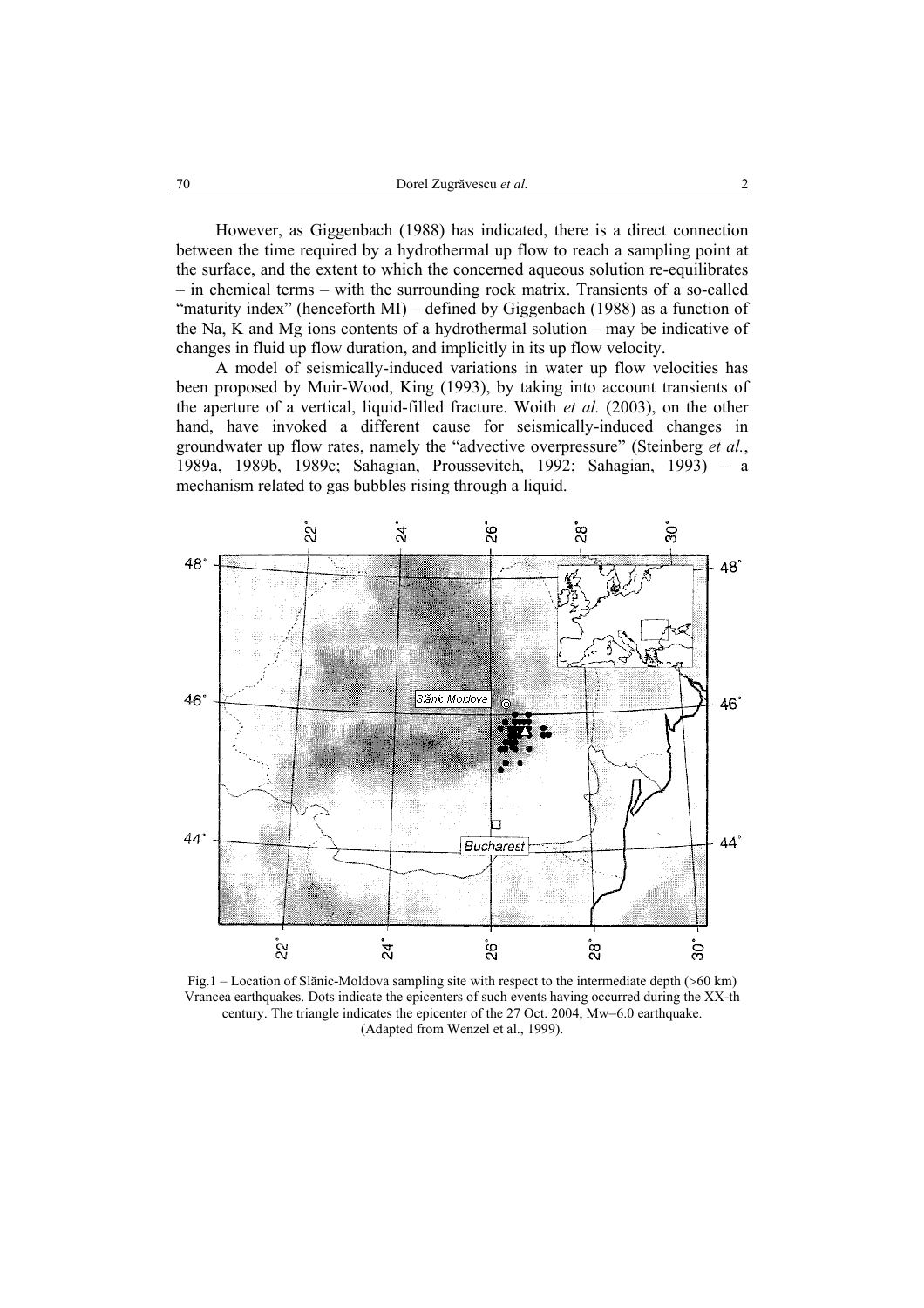However, as Giggenbach (1988) has indicated, there is a direct connection between the time required by a hydrothermal up flow to reach a sampling point at the surface, and the extent to which the concerned aqueous solution re-equilibrates – in chemical terms – with the surrounding rock matrix. Transients of a so-called "maturity index" (henceforth MI) – defined by Giggenbach (1988) as a function of the Na, K and Mg ions contents of a hydrothermal solution – may be indicative of changes in fluid up flow duration, and implicitly in its up flow velocity.

A model of seismically-induced variations in water up flow velocities has been proposed by Muir-Wood, King (1993), by taking into account transients of the aperture of a vertical, liquid-filled fracture. Woith *et al.* (2003), on the other hand, have invoked a different cause for seismically-induced changes in groundwater up flow rates, namely the "advective overpressure" (Steinberg *et al.*, 1989a, 1989b, 1989c; Sahagian, Proussevitch, 1992; Sahagian, 1993) – a mechanism related to gas bubbles rising through a liquid.

Fig.1 – Location of Slănic-Moldova sampling site with respect to the intermediate depth (>60 km) Vrancea earthquakes. Dots indicate the epicenters of such events having occurred during the XX-th century. The triangle indicates the epicenter of the 27 Oct. 2004, Mw=6.0 earthquake. (Adapted from Wenzel et al., 1999).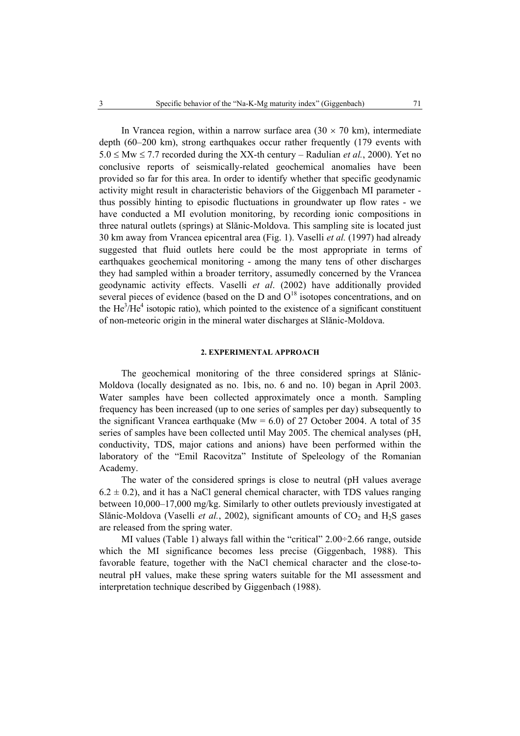In Vrancea region, within a narrow surface area (30 × 70 km), intermediate depth (60–200 km), strong earthquakes occur rather frequently (179 events with $5.0 \leq Mw \leq 7.7$ recorded during the XX-th century – Radulian *et al.*, 2000). Yet no conclusive reports of seismically-related geochemical anomalies have been provided so far for this area. In order to identify whether that specific geodynamic activity might result in characteristic behaviors of the Giggenbach MI parameter - thus possibly hinting to episodic fluctuations in groundwater up flow rates - we have conducted a MI evolution monitoring, by recording ionic compositions in three natural outlets (springs) at Slănic-Moldova. This sampling site is located just 30 km away from Vrancea epicentral area (Fig. 1). Vaselli *et al.* (1997) had already suggested that fluid outlets here could be the most appropriate in terms of earthquakes geochemical monitoring - among the many tens of other discharges they had sampled within a broader territory, assumedly concerned by the Vrancea geodynamic activity effects. Vaselli *et al*. (2002) have additionally provided several pieces of evidence (based on the D and $O^{18}$ isotopes concentrations, and on the $He^3/He^4$ isotopic ratio), which pointed to the existence of a significant constituent of non-meteoric origin in the mineral water discharges at Slănic-Moldova.

## 2. EXPERIMENTAL APPROACH

The geochemical monitoring of the three considered springs at Slănic-Moldova (locally designated as no. 1bis, no. 6 and no. 10) began in April 2003. Water samples have been collected approximately once a month. Sampling frequency has been increased (up to one series of samples per day) subsequently to the significant Vrancea earthquake (Mw = 6.0) of 27 October 2004. A total of 35 series of samples have been collected until May 2005. The chemical analyses (pH, conductivity, TDS, major cations and anions) have been performed within the laboratory of the "Emil Racovitza" Institute of Speleology of the Romanian Academy.

The water of the considered springs is close to neutral (pH values average $6.2 \pm 0.2$), and it has a NaCl general chemical character, with TDS values ranging between 10,000–17,000 mg/kg. Similarly to other outlets previously investigated at Slănic-Moldova (Vaselli *et al.*, 2002), significant amounts of $CO_2$ and $H_2S$ gases are released from the spring water.

MI values (Table 1) always fall within the "critical" 2.00÷2.66 range, outside which the MI significance becomes less precise (Giggenbach, 1988). This favorable feature, together with the NaCl chemical character and the close-to-neutral pH values, make these spring waters suitable for the MI assessment and interpretation technique described by Giggenbach (1988).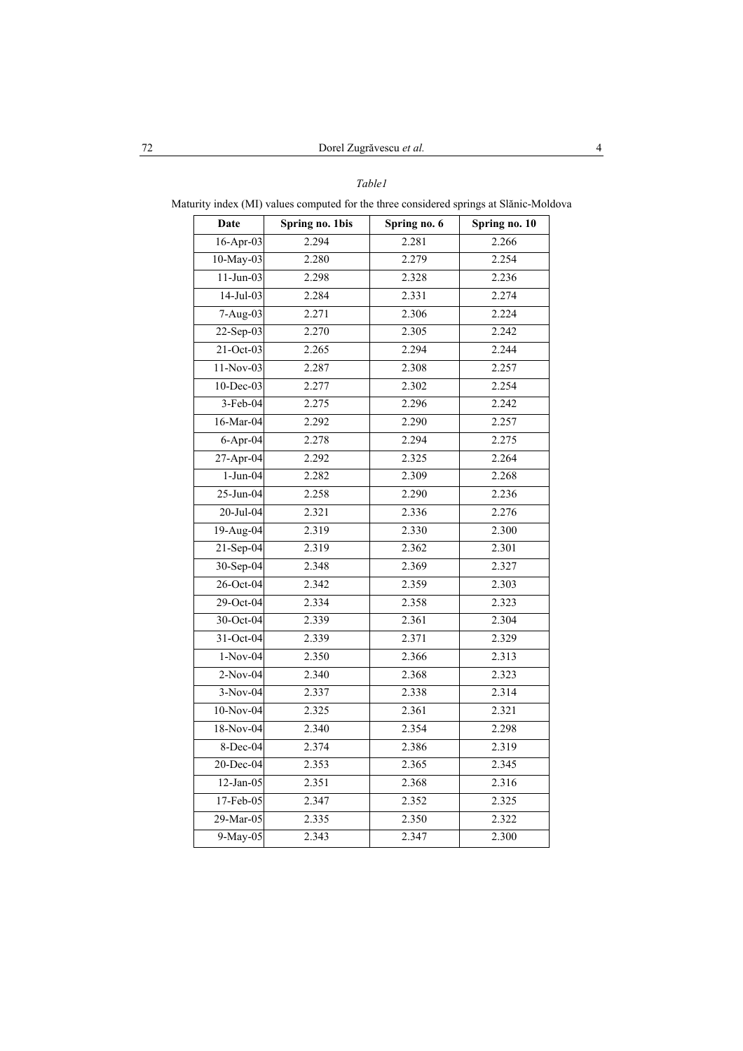*Table1*

Maturity index (MI) values computed for the three considered springs at Slănic-Moldova

| Date | Spring no. 1bis | Spring no. 6 | Spring no. 10 |
|---|---|---|---|
| 16-Apr-03 | 2.294 | 2.281 | 2.266 |
| 10-May-03 | 2.280 | 2.279 | 2.254 |
| 11-Jun-03 | 2.298 | 2.328 | 2.236 |
| 14-Jul-03 | 2.284 | 2.331 | 2.274 |
| 7-Aug-03 | 2.271 | 2.306 | 2.224 |
| 22-Sep-03 | 2.270 | 2.305 | 2.242 |
| 21-Oct-03 | 2.265 | 2.294 | 2.244 |
| 11-Nov-03 | 2.287 | 2.308 | 2.257 |
| 10-Dec-03 | 2.277 | 2.302 | 2.254 |
| 3-Feb-04 | 2.275 | 2.296 | 2.242 |
| 16-Mar-04 | 2.292 | 2.290 | 2.257 |
| 6-Apr-04 | 2.278 | 2.294 | 2.275 |
| 27-Apr-04 | 2.292 | 2.325 | 2.264 |
| 1-Jun-04 | 2.282 | 2.309 | 2.268 |
| 25-Jun-04 | 2.258 | 2.290 | 2.236 |
| 20-Jul-04 | 2.321 | 2.336 | 2.276 |
| 19-Aug-04 | 2.319 | 2.330 | 2.300 |
| 21-Sep-04 | 2.319 | 2.362 | 2.301 |
| 30-Sep-04 | 2.348 | 2.369 | 2.327 |
| 26-Oct-04 | 2.342 | 2.359 | 2.303 |
| 29-Oct-04 | 2.334 | 2.358 | 2.323 |
| 30-Oct-04 | 2.339 | 2.361 | 2.304 |
| 31-Oct-04 | 2.339 | 2.371 | 2.329 |
| 1-Nov-04 | 2.350 | 2.366 | 2.313 |
| 2-Nov-04 | 2.340 | 2.368 | 2.323 |
| 3-Nov-04 | 2.337 | 2.338 | 2.314 |
| 10-Nov-04 | 2.325 | 2.361 | 2.321 |
| 18-Nov-04 | 2.340 | 2.354 | 2.298 |
| 8-Dec-04 | 2.374 | 2.386 | 2.319 |
| 20-Dec-04 | 2.353 | 2.365 | 2.345 |
| 12-Jan-05 | 2.351 | 2.368 | 2.316 |
| 17-Feb-05 | 2.347 | 2.352 | 2.325 |
| 29-Mar-05 | 2.335 | 2.350 | 2.322 |
| 9-May-05 | 2.343 | 2.347 | 2.300 |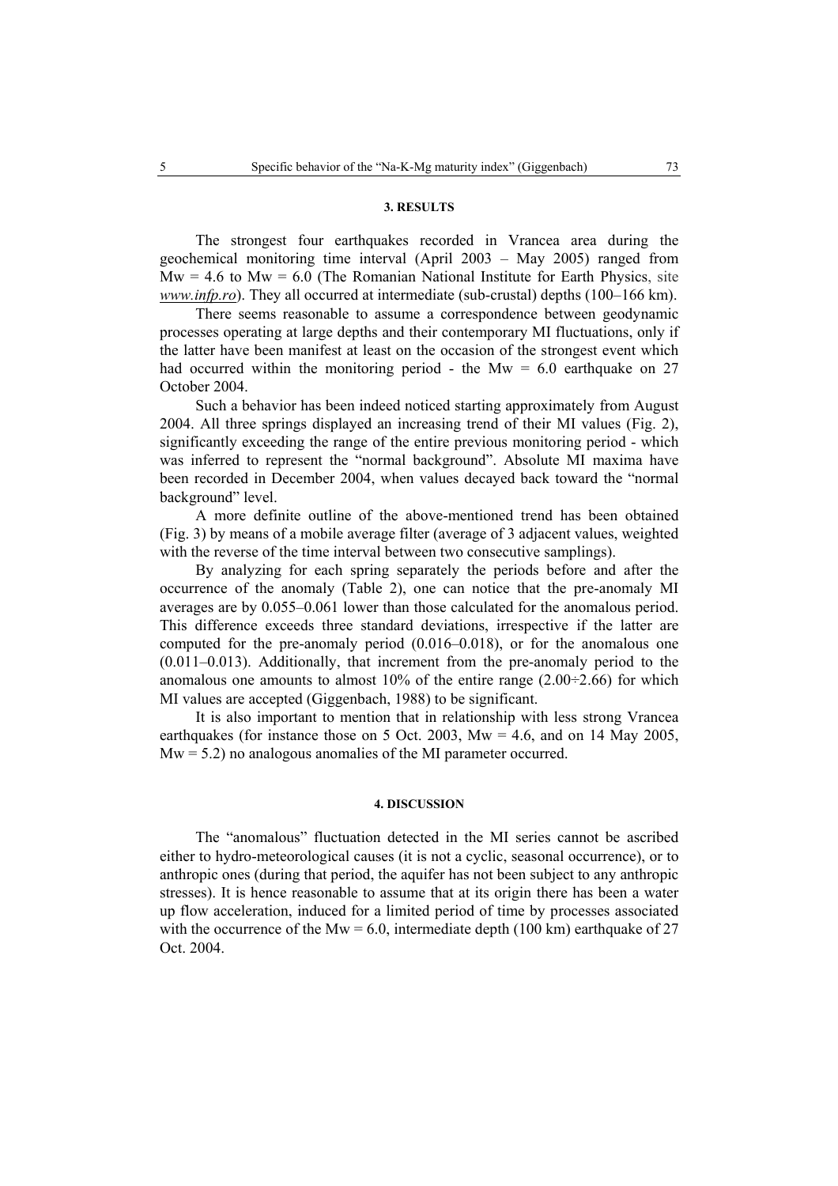## 3. RESULTS

The strongest four earthquakes recorded in Vrancea area during the geochemical monitoring time interval (April 2003 – May 2005) ranged from Mw = 4.6 to Mw = 6.0 (The Romanian National Institute for Earth Physics, site *www.infp.ro*). They all occurred at intermediate (sub-crustal) depths (100–166 km).

There seems reasonable to assume a correspondence between geodynamic processes operating at large depths and their contemporary MI fluctuations, only if the latter have been manifest at least on the occasion of the strongest event which had occurred within the monitoring period - the Mw = 6.0 earthquake on 27 October 2004.

Such a behavior has been indeed noticed starting approximately from August 2004. All three springs displayed an increasing trend of their MI values (Fig. 2), significantly exceeding the range of the entire previous monitoring period - which was inferred to represent the "normal background". Absolute MI maxima have been recorded in December 2004, when values decayed back toward the "normal background" level.

A more definite outline of the above-mentioned trend has been obtained (Fig. 3) by means of a mobile average filter (average of 3 adjacent values, weighted with the reverse of the time interval between two consecutive samplings).

By analyzing for each spring separately the periods before and after the occurrence of the anomaly (Table 2), one can notice that the pre-anomaly MI averages are by 0.055–0.061 lower than those calculated for the anomalous period. This difference exceeds three standard deviations, irrespective if the latter are computed for the pre-anomaly period (0.016–0.018), or for the anomalous one (0.011–0.013). Additionally, that increment from the pre-anomaly period to the anomalous one amounts to almost 10% of the entire range (2.00÷2.66) for which MI values are accepted (Giggenbach, 1988) to be significant.

It is also important to mention that in relationship with less strong Vrancea earthquakes (for instance those on 5 Oct. 2003, Mw = 4.6, and on 14 May 2005, Mw = 5.2) no analogous anomalies of the MI parameter occurred.

## 4. DISCUSSION

The "anomalous" fluctuation detected in the MI series cannot be ascribed either to hydro-meteorological causes (it is not a cyclic, seasonal occurrence), or to anthropic ones (during that period, the aquifer has not been subject to any anthropic stresses). It is hence reasonable to assume that at its origin there has been a water up flow acceleration, induced for a limited period of time by processes associated with the occurrence of the Mw = 6.0, intermediate depth (100 km) earthquake of 27 Oct. 2004.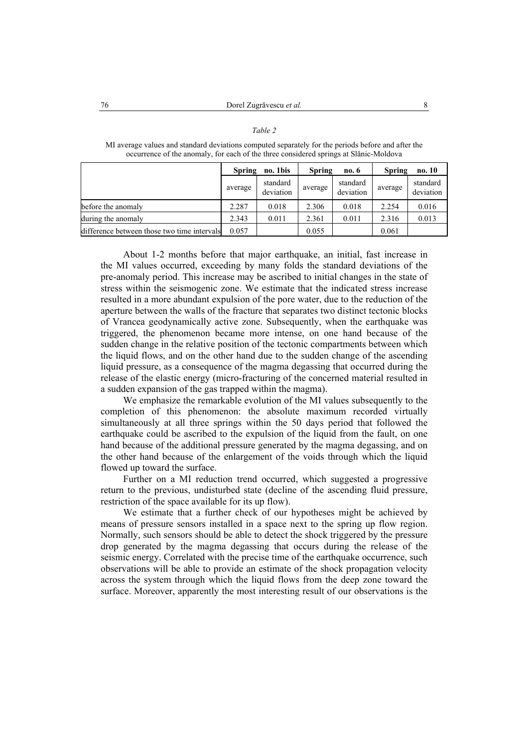*Table 2*

MI average values and standard deviations computed separately for the periods before and after the occurrence of the anomaly, for each of the three considered springs at Slănic-Moldova

| | **Spring no. 1bis** | | **Spring no. 6** | | **Spring no. 10** | |
|---|---|---|---|---|---|---|
| | average | standard deviation | average | standard deviation | average | standard deviation |
| before the anomaly | 2.287 | 0.018 | 2.306 | 0.018 | 2.254 | 0.016 |
| during the anomaly | 2.343 | 0.011 | 2.361 | 0.011 | 2.316 | 0.013 |
| difference between those two time intervals | 0.057 | | 0.055 | | 0.061 | |

About 1-2 months before that major earthquake, an initial, fast increase in the MI values occurred, exceeding by many folds the standard deviations of the pre-anomaly period. This increase may be ascribed to initial changes in the state of stress within the seismogenic zone. We estimate that the indicated stress increase resulted in a more abundant expulsion of the pore water, due to the reduction of the aperture between the walls of the fracture that separates two distinct tectonic blocks of Vrancea geodynamically active zone. Subsequently, when the earthquake was triggered, the phenomenon became more intense, on one hand because of the sudden change in the relative position of the tectonic compartments between which the liquid flows, and on the other hand due to the sudden change of the ascending liquid pressure, as a consequence of the magma degassing that occurred during the release of the elastic energy (micro-fracturing of the concerned material resulted in a sudden expansion of the gas trapped within the magma).

We emphasize the remarkable evolution of the MI values subsequently to the completion of this phenomenon: the absolute maximum recorded virtually simultaneously at all three springs within the 50 days period that followed the earthquake could be ascribed to the expulsion of the liquid from the fault, on one hand because of the additional pressure generated by the magma degassing, and on the other hand because of the enlargement of the voids through which the liquid flowed up toward the surface.

Further on a MI reduction trend occurred, which suggested a progressive return to the previous, undisturbed state (decline of the ascending fluid pressure, restriction of the space available for its up flow).

We estimate that a further check of our hypotheses might be achieved by means of pressure sensors installed in a space next to the spring up flow region. Normally, such sensors should be able to detect the shock triggered by the pressure drop generated by the magma degassing that occurs during the release of the seismic energy. Correlated with the precise time of the earthquake occurrence, such observations will be able to provide an estimate of the shock propagation velocity across the system through which the liquid flows from the deep zone toward the surface. Moreover, apparently the most interesting result of our observations is the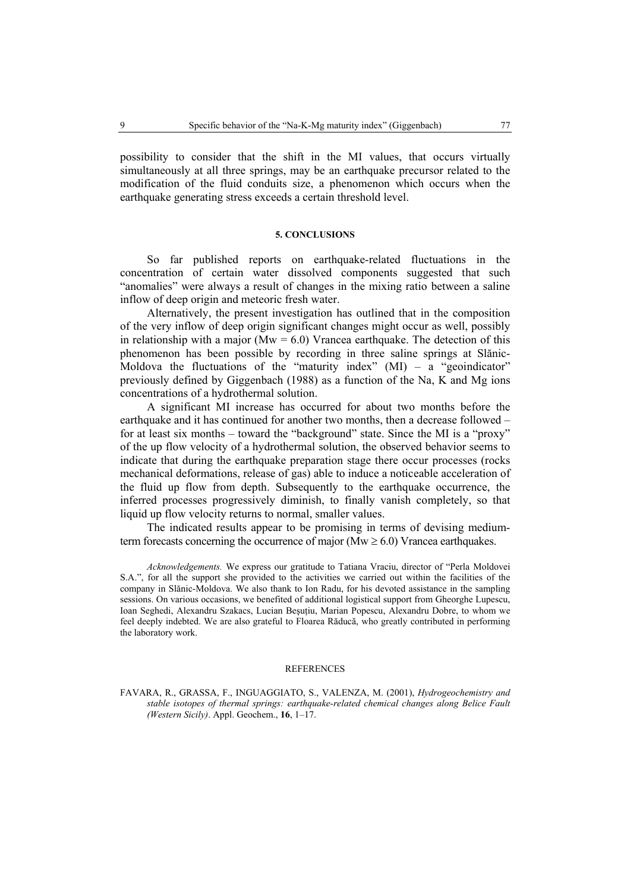possibility to consider that the shift in the MI values, that occurs virtually simultaneously at all three springs, may be an earthquake precursor related to the modification of the fluid conduits size, a phenomenon which occurs when the earthquake generating stress exceeds a certain threshold level.

## 5. CONCLUSIONS

So far published reports on earthquake-related fluctuations in the concentration of certain water dissolved components suggested that such "anomalies" were always a result of changes in the mixing ratio between a saline inflow of deep origin and meteoric fresh water.

Alternatively, the present investigation has outlined that in the composition of the very inflow of deep origin significant changes might occur as well, possibly in relationship with a major ($Mw = 6.0$) Vrancea earthquake. The detection of this phenomenon has been possible by recording in three saline springs at Slănic-Moldova the fluctuations of the "maturity index" (MI) – a "geoindicator" previously defined by Giggenbach (1988) as a function of the Na, K and Mg ions concentrations of a hydrothermal solution.

A significant MI increase has occurred for about two months before the earthquake and it has continued for another two months, then a decrease followed – for at least six months – toward the "background" state. Since the MI is a "proxy" of the up flow velocity of a hydrothermal solution, the observed behavior seems to indicate that during the earthquake preparation stage there occur processes (rocks mechanical deformations, release of gas) able to induce a noticeable acceleration of the fluid up flow from depth. Subsequently to the earthquake occurrence, the inferred processes progressively diminish, to finally vanish completely, so that liquid up flow velocity returns to normal, smaller values.

The indicated results appear to be promising in terms of devising medium-term forecasts concerning the occurrence of major ($Mw \geq 6.0$) Vrancea earthquakes.

*Acknowledgements.* We express our gratitude to Tatiana Vraciu, director of "Perla Moldovei S.A.", for all the support she provided to the activities we carried out within the facilities of the company in Slănic-Moldova. We also thank to Ion Radu, for his devoted assistance in the sampling sessions. On various occasions, we benefited of additional logistical support from Gheorghe Lupescu, Ioan Seghedi, Alexandru Szakacs, Lucian Beșuțiu, Marian Popescu, Alexandru Dobre, to whom we feel deeply indebted. We are also grateful to Floarea Răducă, who greatly contributed in performing the laboratory work.

## REFERENCES

FAVARA, R., GRASSA, F., INGUAGGIATO, S., VALENZA, M. (2001), *Hydrogeochemistry and stable isotopes of thermal springs: earthquake-related chemical changes along Belice Fault (Western Sicily)*. Appl. Geochem., **16**, 1–17.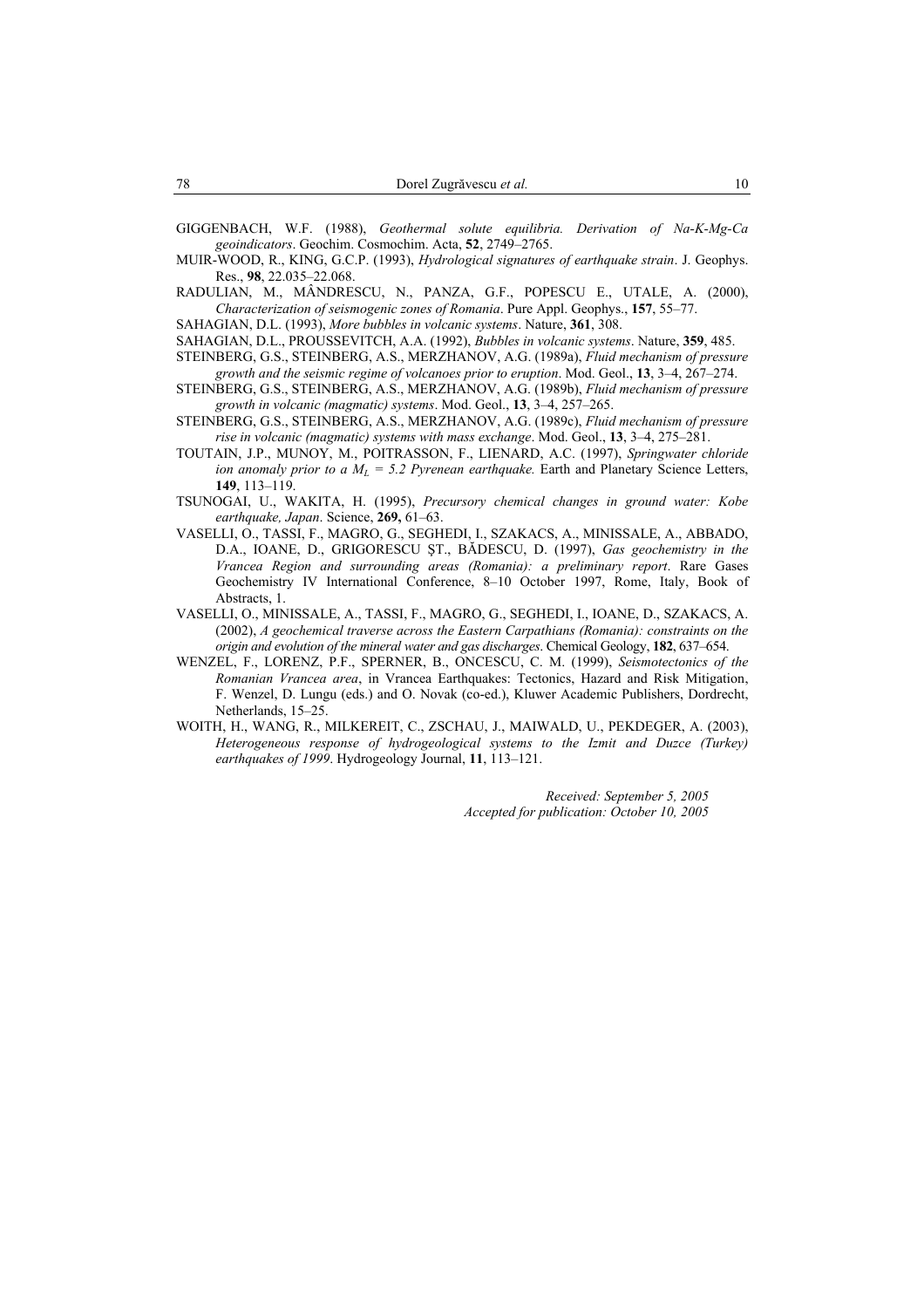GIGGENBACH, W.F. (1988), *Geothermal solute equilibria. Derivation of Na-K-Mg-Ca geoindicators*. Geochim. Cosmochim. Acta, **52**, 2749–2765.

MUIR-WOOD, R., KING, G.C.P. (1993), *Hydrological signatures of earthquake strain*. J. Geophys. Res., **98**, 22.035–22.068.

RADULIAN, M., MÂNDRESCU, N., PANZA, G.F., POPESCU E., UTALE, A. (2000), *Characterization of seismogenic zones of Romania*. Pure Appl. Geophys., **157**, 55–77.

SAHAGIAN, D.L. (1993), *More bubbles in volcanic systems*. Nature, **361**, 308.

SAHAGIAN, D.L., PROUSSEVITCH, A.A. (1992), *Bubbles in volcanic systems*. Nature, **359**, 485.

STEINBERG, G.S., STEINBERG, A.S., MERZHANOV, A.G. (1989a), *Fluid mechanism of pressure growth and the seismic regime of volcanoes prior to eruption*. Mod. Geol., **13**, 3–4, 267–274.

STEINBERG, G.S., STEINBERG, A.S., MERZHANOV, A.G. (1989b), *Fluid mechanism of pressure growth in volcanic (magmatic) systems*. Mod. Geol., **13**, 3–4, 257–265.

STEINBERG, G.S., STEINBERG, A.S., MERZHANOV, A.G. (1989c), *Fluid mechanism of pressure rise in volcanic (magmatic) systems with mass exchange*. Mod. Geol., **13**, 3–4, 275–281.

TOUTAIN, J.P., MUNOY, M., POITRASSON, F., LIENARD, A.C. (1997), *Springwater chloride ion anomaly prior to a $M_L$ = 5.2 Pyrenean earthquake.* Earth and Planetary Science Letters, **149**, 113–119.

TSUNOGAI, U., WAKITA, H. (1995), *Precursory chemical changes in ground water: Kobe earthquake, Japan*. Science, **269,** 61–63.

VASELLI, O., TASSI, F., MAGRO, G., SEGHEDI, I., SZAKACS, A., MINISSALE, A., ABBADO, D.A., IOANE, D., GRIGORESCU ŞT., BĂDESCU, D. (1997), *Gas geochemistry in the Vrancea Region and surrounding areas (Romania): a preliminary report*. Rare Gases Geochemistry IV International Conference, 8–10 October 1997, Rome, Italy, Book of Abstracts, 1.

VASELLI, O., MINISSALE, A., TASSI, F., MAGRO, G., SEGHEDI, I., IOANE, D., SZAKACS, A. (2002), *A geochemical traverse across the Eastern Carpathians (Romania): constraints on the origin and evolution of the mineral water and gas discharges*. Chemical Geology, **182**, 637–654.

WENZEL, F., LORENZ, P.F., SPERNER, B., ONCESCU, C. M. (1999), *Seismotectonics of the Romanian Vrancea area*, in Vrancea Earthquakes: Tectonics, Hazard and Risk Mitigation, F. Wenzel, D. Lungu (eds.) and O. Novak (co-ed.), Kluwer Academic Publishers, Dordrecht, Netherlands, 15–25.

WOITH, H., WANG, R., MILKEREIT, C., ZSCHAU, J., MAIWALD, U., PEKDEGER, A. (2003), *Heterogeneous response of hydrogeological systems to the Izmit and Duzce (Turkey) earthquakes of 1999*. Hydrogeology Journal, **11**, 113–121.

*Received: September 5, 2005*
*Accepted for publication: October 10, 2005*